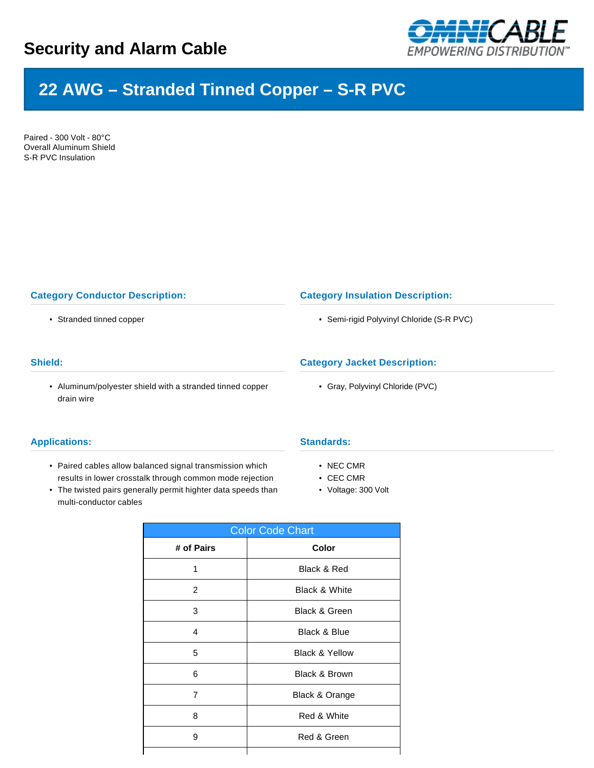# Security and Alarm Cable

## 22 AWG – Stranded Tinned Copper – S-R PVC

Paired - 300 Volt - 80°C
Overall Aluminum Shield
S-R PVC Insulation

### Category Conductor Description:

- Stranded tinned copper

### Category Insulation Description:

- Semi-rigid Polyvinyl Chloride (S-R PVC)

### Shield:

- Aluminum/polyester shield with a stranded tinned copper drain wire

### Category Jacket Description:

- Gray, Polyvinyl Chloride (PVC)

### Applications:

- Paired cables allow balanced signal transmission which results in lower crosstalk through common mode rejection
- The twisted pairs generally permit highter data speeds than multi-conductor cables

### Standards:

- NEC CMR
- CEC CMR
- Voltage: 300 Volt

| Color Code Chart | |
|---|---|
| **# of Pairs** | **Color** |
| 1 | Black & Red |
| 2 | Black & White |
| 3 | Black & Green |
| 4 | Black & Blue |
| 5 | Black & Yellow |
| 6 | Black & Brown |
| 7 | Black & Orange |
| 8 | Red & White |
| 9 | Red & Green |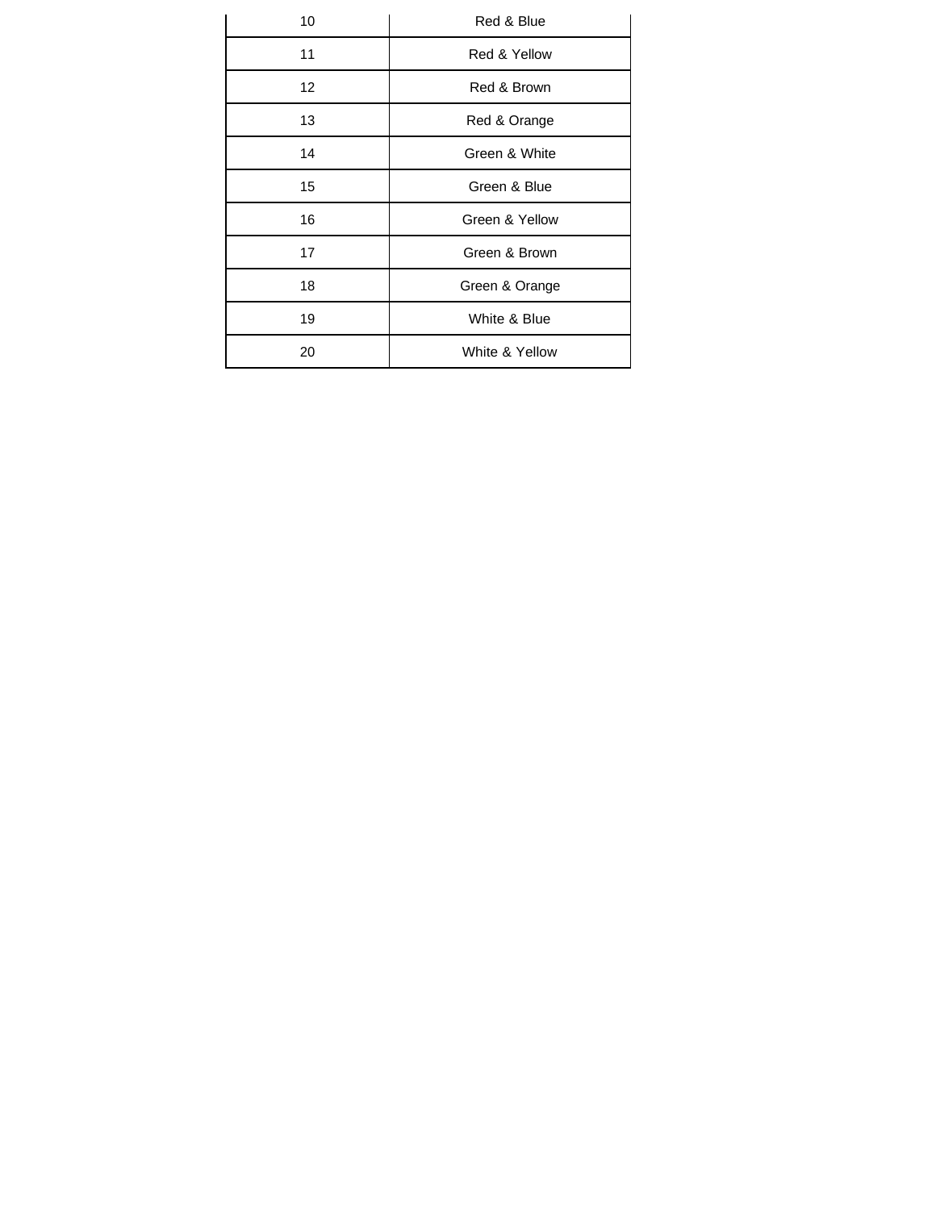| | |
|---|---|
| 10 | Red & Blue |
| 11 | Red & Yellow |
| 12 | Red & Brown |
| 13 | Red & Orange |
| 14 | Green & White |
| 15 | Green & Blue |
| 16 | Green & Yellow |
| 17 | Green & Brown |
| 18 | Green & Orange |
| 19 | White & Blue |
| 20 | White & Yellow |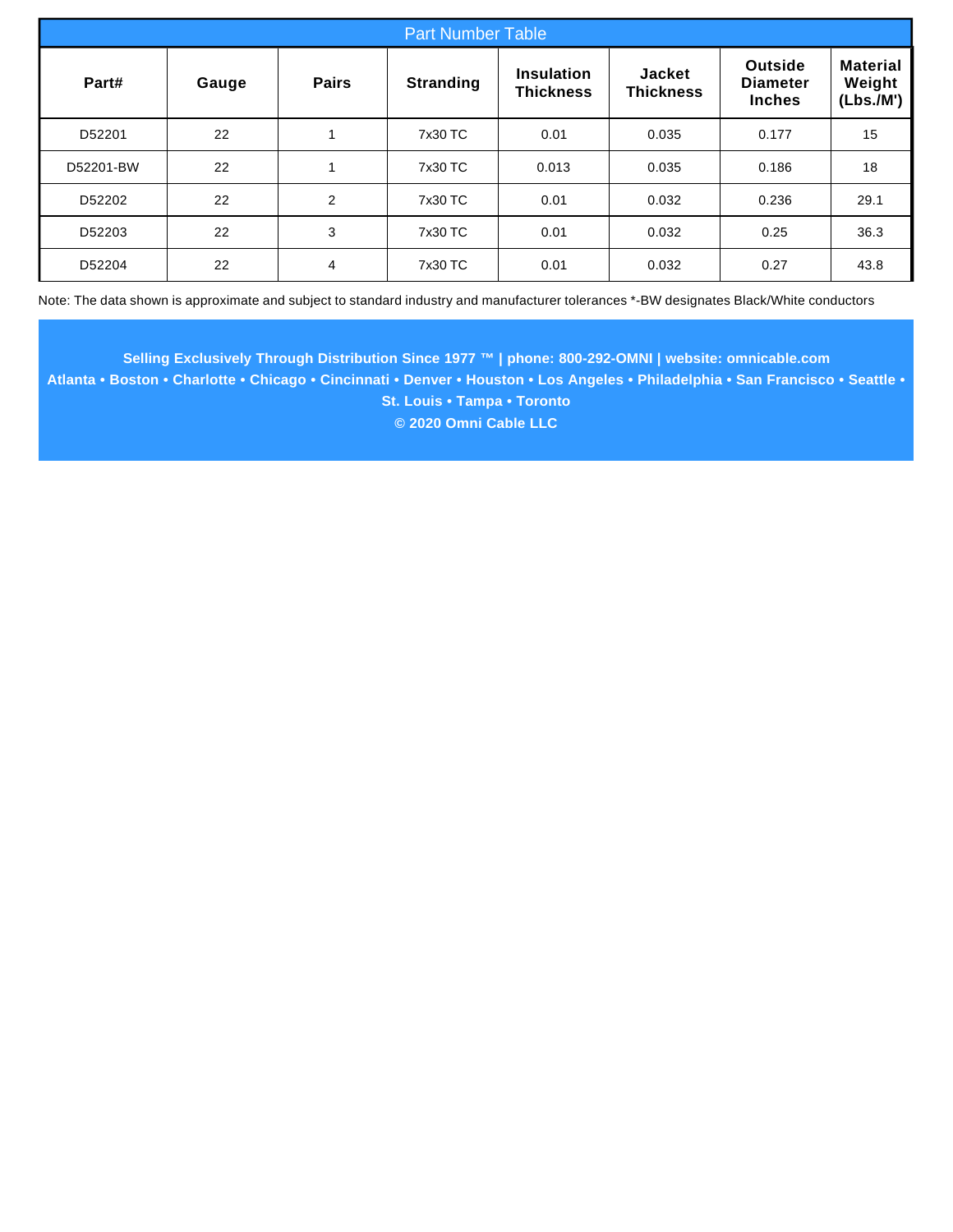## Part Number Table

| Part# | Gauge | Pairs | Stranding | Insulation Thickness | Jacket Thickness | Outside Diameter Inches | Material Weight (Lbs./M') |
|---|---|---|---|---|---|---|---|
| D52201 | 22 | 1 | 7x30 TC | 0.01 | 0.035 | 0.177 | 15 |
| D52201-BW | 22 | 1 | 7x30 TC | 0.013 | 0.035 | 0.186 | 18 |
| D52202 | 22 | 2 | 7x30 TC | 0.01 | 0.032 | 0.236 | 29.1 |
| D52203 | 22 | 3 | 7x30 TC | 0.01 | 0.032 | 0.25 | 36.3 |
| D52204 | 22 | 4 | 7x30 TC | 0.01 | 0.032 | 0.27 | 43.8 |

Note: The data shown is approximate and subject to standard industry and manufacturer tolerances *-BW designates Black/White conductors

**Selling Exclusively Through Distribution Since 1977 ™ | phone: 800-292-OMNI | website: omnicable.com**
**Atlanta • Boston • Charlotte • Chicago • Cincinnati • Denver • Houston • Los Angeles • Philadelphia • San Francisco • Seattle • St. Louis • Tampa • Toronto**
**© 2020 Omni Cable LLC**